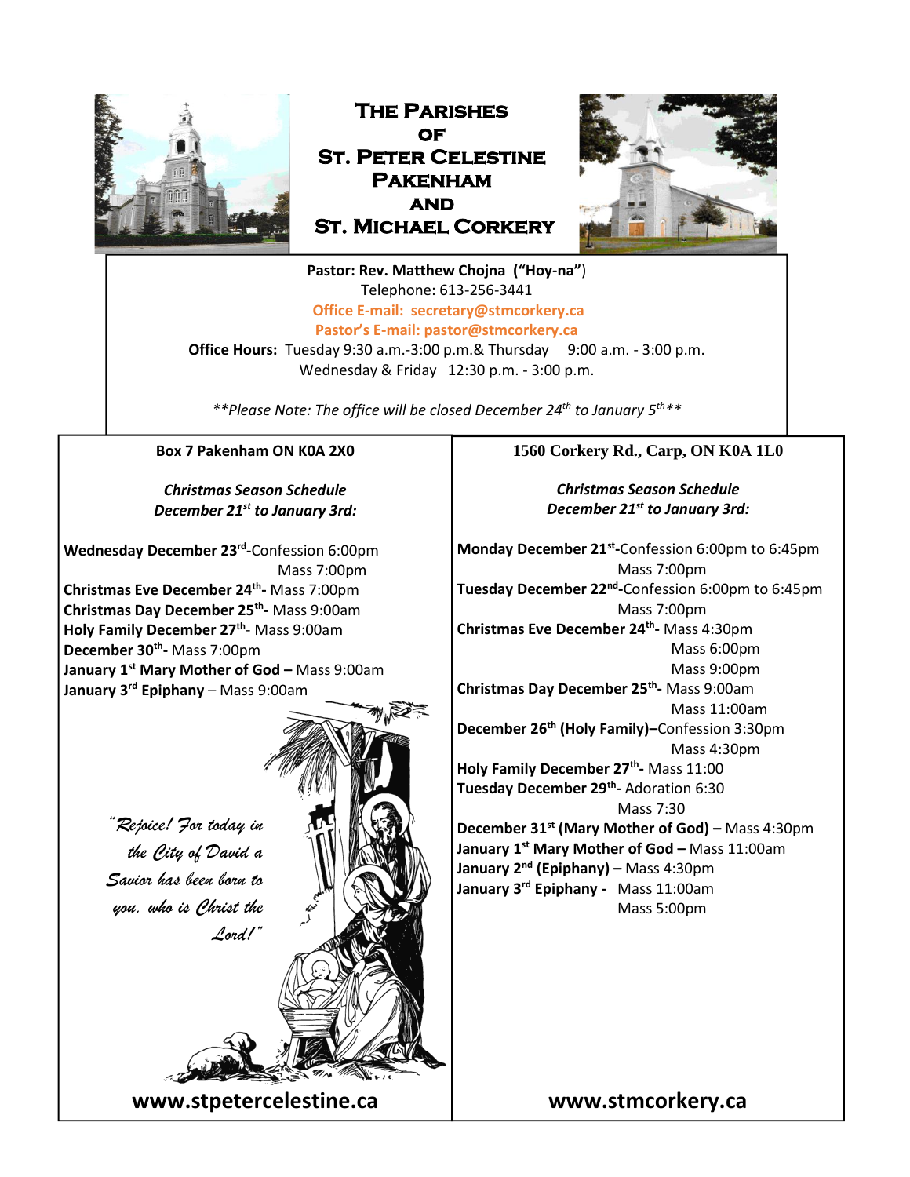# The Parishes of St. Peter Celestine Pakenham and St. Michael Corkery

**Pastor: Rev. Matthew Chojna (“Hoy-na”)**
Telephone: 613-256-3441
**Office E-mail: secretary@stmcorkery.ca**
**Pastor’s E-mail: pastor@stmcorkery.ca**
**Office Hours:** Tuesday 9:30 a.m.-3:00 p.m.& Thursday 9:00 a.m. - 3:00 p.m.
Wednesday & Friday 12:30 p.m. - 3:00 p.m.

*\*\*Please Note: The office will be closed December 24th to January 5th\*\**

**Box 7 Pakenham ON K0A 2X0**

***Christmas Season Schedule***
***December 21st to January 3rd:***

**Wednesday December 23rd-**Confession 6:00pm
Mass 7:00pm
**Christmas Eve December 24th-** Mass 7:00pm
**Christmas Day December 25th-** Mass 9:00am
**Holy Family December 27th**- Mass 9:00am
**December 30th-** Mass 7:00pm
**January 1st Mary Mother of God –** Mass 9:00am
**January 3rd Epiphany** – Mass 9:00am

*“Rejoice! For today in the City of David a Savior has been born to you, who is Christ the Lord!”*

**www.stpetercelestine.ca**

**1560 Corkery Rd., Carp, ON K0A 1L0**

***Christmas Season Schedule***
***December 21st to January 3rd:***

**Monday December 21st-**Confession 6:00pm to 6:45pm
Mass 7:00pm
**Tuesday December 22nd-**Confession 6:00pm to 6:45pm
Mass 7:00pm
**Christmas Eve December 24th-** Mass 4:30pm
Mass 6:00pm
Mass 9:00pm
**Christmas Day December 25th-** Mass 9:00am
Mass 11:00am
**December 26th (Holy Family)–**Confession 3:30pm
Mass 4:30pm
**Holy Family December 27th-** Mass 11:00
**Tuesday December 29th-** Adoration 6:30
Mass 7:30
**December 31st (Mary Mother of God) –** Mass 4:30pm
**January 1st Mary Mother of God –** Mass 11:00am
**January 2nd (Epiphany) –** Mass 4:30pm
**January 3rd Epiphany -** Mass 11:00am
Mass 5:00pm

**www.stmcorkery.ca**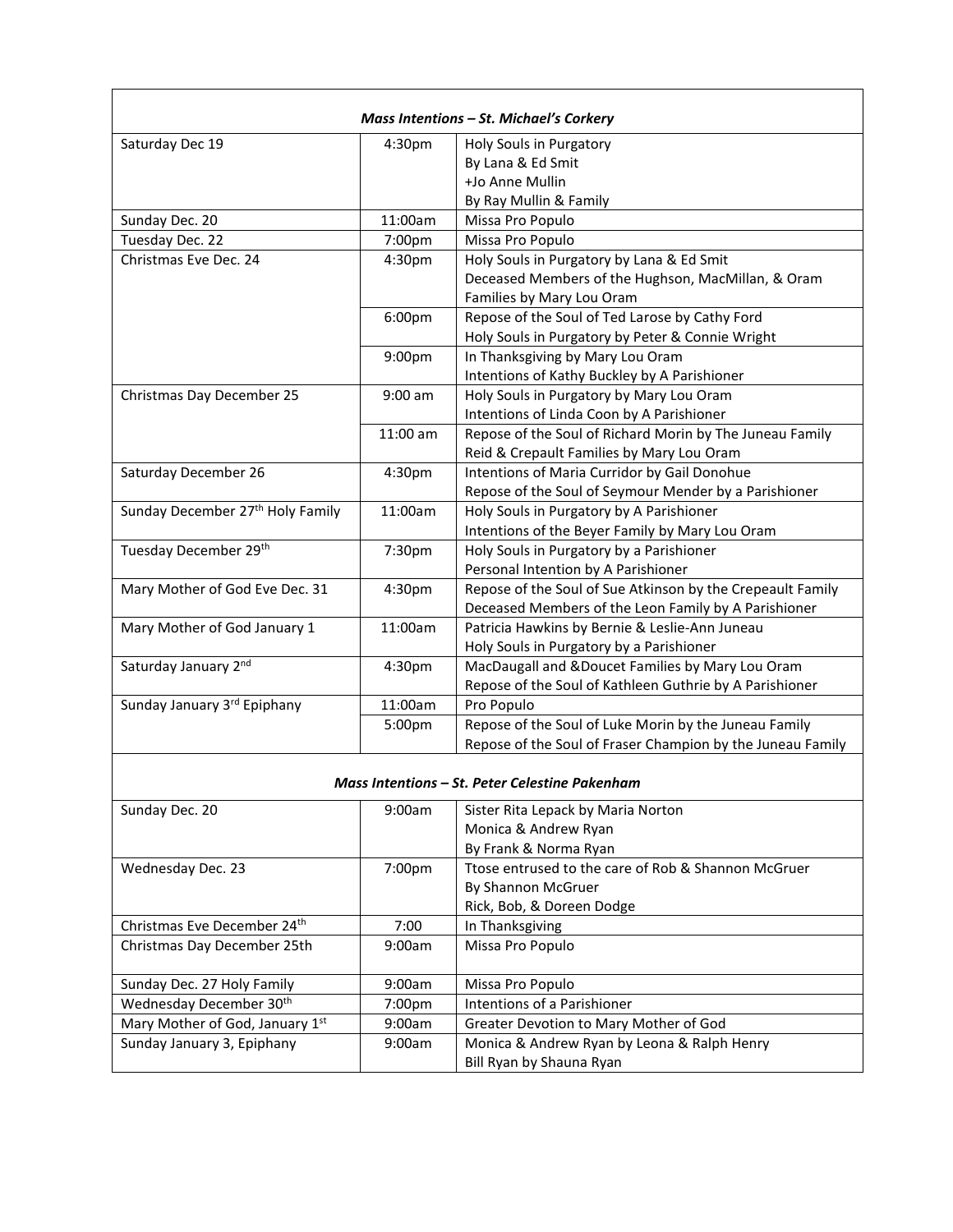| ***Mass Intentions – St. Michael's Corkery*** | | |
|---|---|---|
| Saturday Dec 19 | 4:30pm | Holy Souls in Purgatory<br>By Lana & Ed Smit<br>+Jo Anne Mullin<br>By Ray Mullin & Family |
| Sunday Dec. 20 | 11:00am | Missa Pro Populo |
| Tuesday Dec. 22 | 7:00pm | Missa Pro Populo |
| Christmas Eve Dec. 24 | 4:30pm | Holy Souls in Purgatory by Lana & Ed Smit<br>Deceased Members of the Hughson, MacMillan, & Oram Families by Mary Lou Oram |
| | 6:00pm | Repose of the Soul of Ted Larose by Cathy Ford<br>Holy Souls in Purgatory by Peter & Connie Wright |
| | 9:00pm | In Thanksgiving by Mary Lou Oram<br>Intentions of Kathy Buckley by A Parishioner |
| Christmas Day December 25 | 9:00 am | Holy Souls in Purgatory by Mary Lou Oram<br>Intentions of Linda Coon by A Parishioner |
| | 11:00 am | Repose of the Soul of Richard Morin by The Juneau Family<br>Reid & Crepault Families by Mary Lou Oram |
| Saturday December 26 | 4:30pm | Intentions of Maria Curridor by Gail Donohue<br>Repose of the Soul of Seymour Mender by a Parishioner |
| Sunday December 27th Holy Family | 11:00am | Holy Souls in Purgatory by A Parishioner<br>Intentions of the Beyer Family by Mary Lou Oram |
| Tuesday December 29th | 7:30pm | Holy Souls in Purgatory by a Parishioner<br>Personal Intention by A Parishioner |
| Mary Mother of God Eve Dec. 31 | 4:30pm | Repose of the Soul of Sue Atkinson by the Crepeault Family<br>Deceased Members of the Leon Family by A Parishioner |
| Mary Mother of God January 1 | 11:00am | Patricia Hawkins by Bernie & Leslie-Ann Juneau<br>Holy Souls in Purgatory by a Parishioner |
| Saturday January 2nd | 4:30pm | MacDaugall and &Doucet Families by Mary Lou Oram<br>Repose of the Soul of Kathleen Guthrie by A Parishioner |
| Sunday January 3rd Epiphany | 11:00am | Pro Populo |
| | 5:00pm | Repose of the Soul of Luke Morin by the Juneau Family<br>Repose of the Soul of Fraser Champion by the Juneau Family |

| ***Mass Intentions – St. Peter Celestine Pakenham*** | | |
|---|---|---|
| Sunday Dec. 20 | 9:00am | Sister Rita Lepack by Maria Norton<br>Monica & Andrew Ryan<br>By Frank & Norma Ryan |
| Wednesday Dec. 23 | 7:00pm | Ttose entrused to the care of Rob & Shannon McGruer<br>By Shannon McGruer<br>Rick, Bob, & Doreen Dodge |
| Christmas Eve December 24th | 7:00 | In Thanksgiving |
| Christmas Day December 25th | 9:00am | Missa Pro Populo |
| Sunday Dec. 27 Holy Family | 9:00am | Missa Pro Populo |
| Wednesday December 30th | 7:00pm | Intentions of a Parishioner |
| Mary Mother of God, January 1st | 9:00am | Greater Devotion to Mary Mother of God |
| Sunday January 3, Epiphany | 9:00am | Monica & Andrew Ryan by Leona & Ralph Henry<br>Bill Ryan by Shauna Ryan |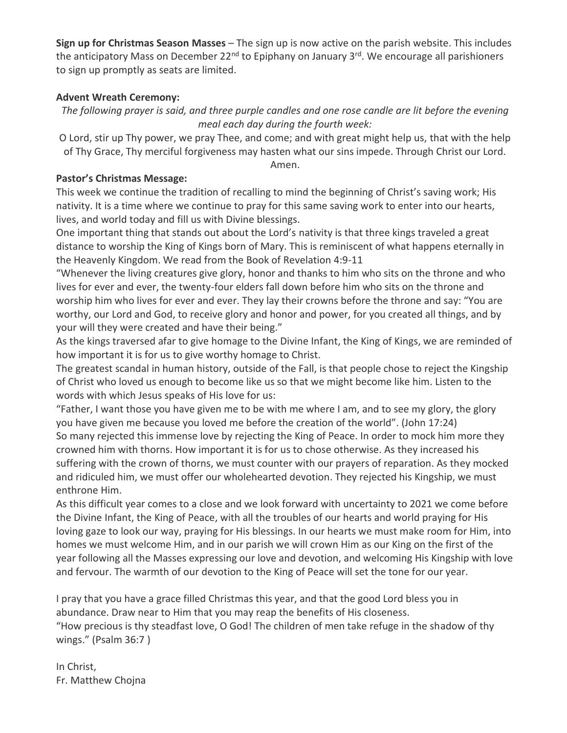**Sign up for Christmas Season Masses** – The sign up is now active on the parish website. This includes the anticipatory Mass on December 22nd to Epiphany on January 3rd. We encourage all parishioners to sign up promptly as seats are limited.

**Advent Wreath Ceremony:**

*The following prayer is said, and three purple candles and one rose candle are lit before the evening meal each day during the fourth week:*

O Lord, stir up Thy power, we pray Thee, and come; and with great might help us, that with the help of Thy Grace, Thy merciful forgiveness may hasten what our sins impede. Through Christ our Lord. Amen.

**Pastor's Christmas Message:**

This week we continue the tradition of recalling to mind the beginning of Christ's saving work; His nativity. It is a time where we continue to pray for this same saving work to enter into our hearts, lives, and world today and fill us with Divine blessings.

One important thing that stands out about the Lord's nativity is that three kings traveled a great distance to worship the King of Kings born of Mary. This is reminiscent of what happens eternally in the Heavenly Kingdom. We read from the Book of Revelation 4:9-11

"Whenever the living creatures give glory, honor and thanks to him who sits on the throne and who lives for ever and ever, the twenty-four elders fall down before him who sits on the throne and worship him who lives for ever and ever. They lay their crowns before the throne and say: "You are worthy, our Lord and God, to receive glory and honor and power, for you created all things, and by your will they were created and have their being."

As the kings traversed afar to give homage to the Divine Infant, the King of Kings, we are reminded of how important it is for us to give worthy homage to Christ.

The greatest scandal in human history, outside of the Fall, is that people chose to reject the Kingship of Christ who loved us enough to become like us so that we might become like him. Listen to the words with which Jesus speaks of His love for us:

"Father, I want those you have given me to be with me where I am, and to see my glory, the glory you have given me because you loved me before the creation of the world". (John 17:24)

So many rejected this immense love by rejecting the King of Peace. In order to mock him more they crowned him with thorns. How important it is for us to chose otherwise. As they increased his suffering with the crown of thorns, we must counter with our prayers of reparation. As they mocked and ridiculed him, we must offer our wholehearted devotion. They rejected his Kingship, we must enthrone Him.

As this difficult year comes to a close and we look forward with uncertainty to 2021 we come before the Divine Infant, the King of Peace, with all the troubles of our hearts and world praying for His loving gaze to look our way, praying for His blessings. In our hearts we must make room for Him, into homes we must welcome Him, and in our parish we will crown Him as our King on the first of the year following all the Masses expressing our love and devotion, and welcoming His Kingship with love and fervour. The warmth of our devotion to the King of Peace will set the tone for our year.

I pray that you have a grace filled Christmas this year, and that the good Lord bless you in abundance. Draw near to Him that you may reap the benefits of His closeness.

"How precious is thy steadfast love, O God! The children of men take refuge in the shadow of thy wings." (Psalm 36:7 )

In Christ,
Fr. Matthew Chojna